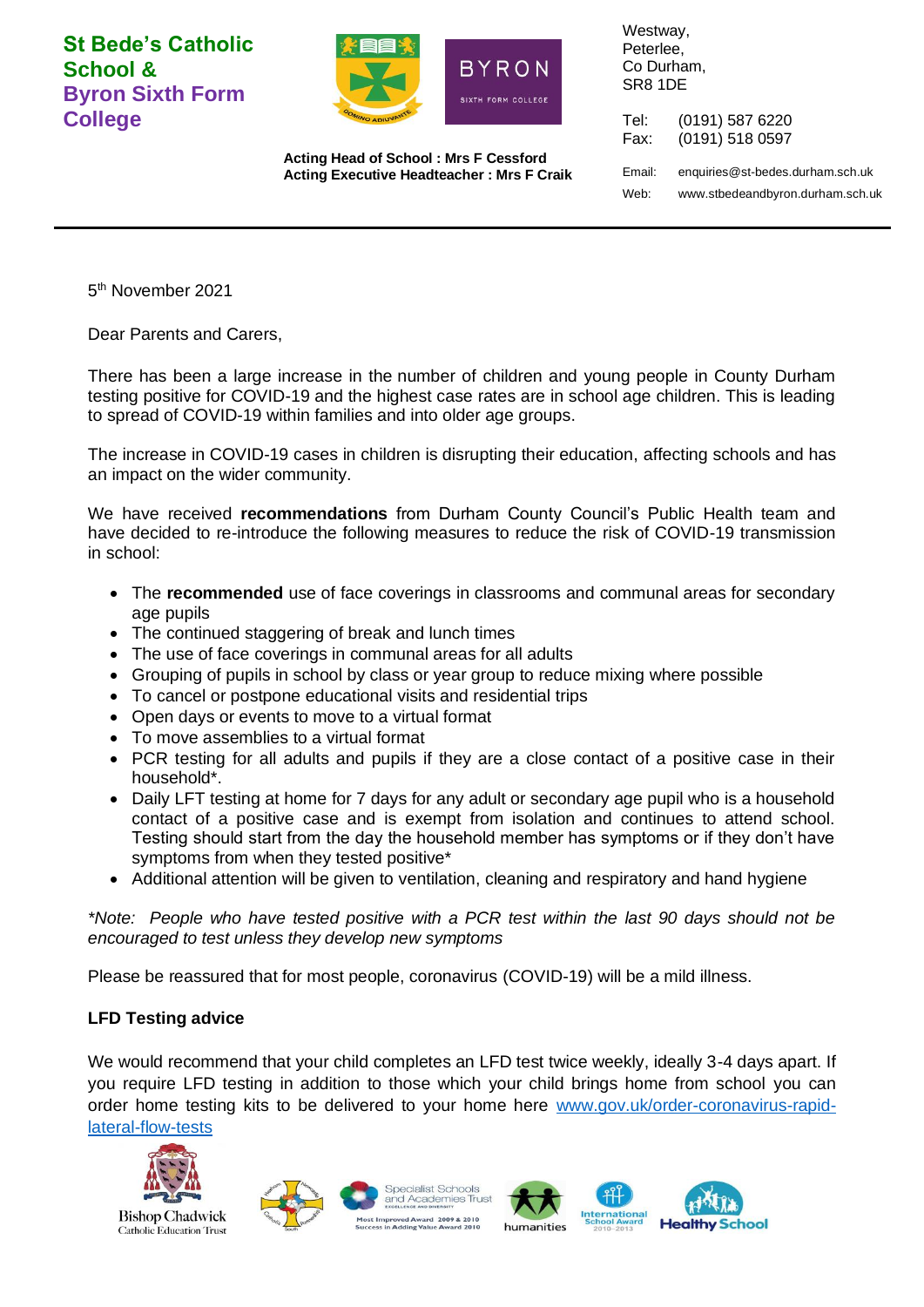**St Bede's Catholic School & Byron Sixth Form College**

**Acting Head of School : Mrs F Cessford**
**Acting Executive Headteacher : Mrs F Craik**

Westway,
Peterlee,
Co Durham,
SR8 1DE

Tel: (0191) 587 6220
Fax: (0191) 518 0597

Email: enquiries@st-bedes.durham.sch.uk
Web: www.stbedeandbyron.durham.sch.uk

---

5th November 2021

Dear Parents and Carers,

There has been a large increase in the number of children and young people in County Durham testing positive for COVID-19 and the highest case rates are in school age children. This is leading to spread of COVID-19 within families and into older age groups.

The increase in COVID-19 cases in children is disrupting their education, affecting schools and has an impact on the wider community.

We have received **recommendations** from Durham County Council's Public Health team and have decided to re-introduce the following measures to reduce the risk of COVID-19 transmission in school:

- The **recommended** use of face coverings in classrooms and communal areas for secondary age pupils
- The continued staggering of break and lunch times
- The use of face coverings in communal areas for all adults
- Grouping of pupils in school by class or year group to reduce mixing where possible
- To cancel or postpone educational visits and residential trips
- Open days or events to move to a virtual format
- To move assemblies to a virtual format
- PCR testing for all adults and pupils if they are a close contact of a positive case in their household*.
- Daily LFT testing at home for 7 days for any adult or secondary age pupil who is a household contact of a positive case and is exempt from isolation and continues to attend school. Testing should start from the day the household member has symptoms or if they don't have symptoms from when they tested positive*
- Additional attention will be given to ventilation, cleaning and respiratory and hand hygiene

*\*Note: People who have tested positive with a PCR test within the last 90 days should not be encouraged to test unless they develop new symptoms*

Please be reassured that for most people, coronavirus (COVID-19) will be a mild illness.

**LFD Testing advice**

We would recommend that your child completes an LFD test twice weekly, ideally 3-4 days apart. If you require LFD testing in addition to those which your child brings home from school you can order home testing kits to be delivered to your home here [www.gov.uk/order-coronavirus-rapid-lateral-flow-tests](https://www.gov.uk/order-coronavirus-rapid-lateral-flow-tests)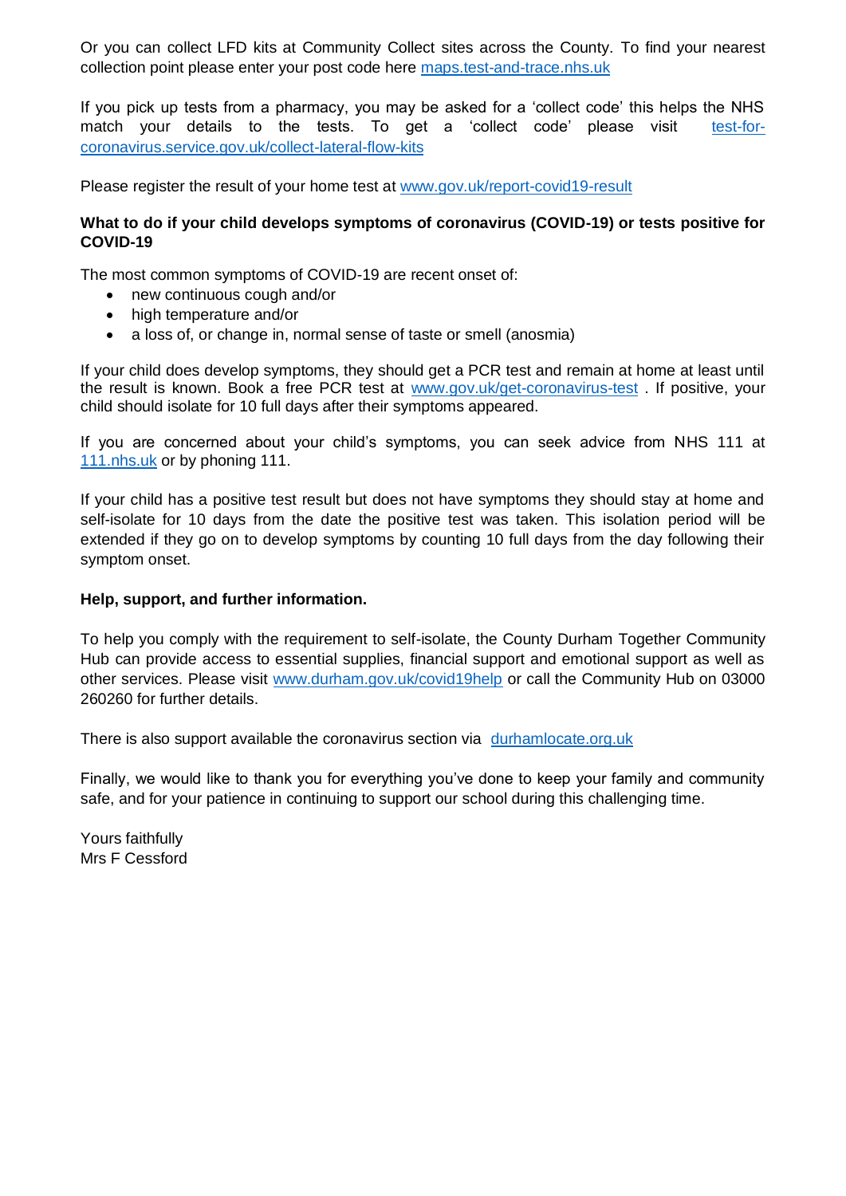Or you can collect LFD kits at Community Collect sites across the County. To find your nearest collection point please enter your post code here [maps.test-and-trace.nhs.uk](maps.test-and-trace.nhs.uk)

If you pick up tests from a pharmacy, you may be asked for a 'collect code' this helps the NHS match your details to the tests. To get a 'collect code' please visit [test-for-coronavirus.service.gov.uk/collect-lateral-flow-kits](test-for-coronavirus.service.gov.uk/collect-lateral-flow-kits)

Please register the result of your home test at [www.gov.uk/report-covid19-result](www.gov.uk/report-covid19-result)

**What to do if your child develops symptoms of coronavirus (COVID-19) or tests positive for COVID-19**

The most common symptoms of COVID-19 are recent onset of:

- new continuous cough and/or
- high temperature and/or
- a loss of, or change in, normal sense of taste or smell (anosmia)

If your child does develop symptoms, they should get a PCR test and remain at home at least until the result is known. Book a free PCR test at [www.gov.uk/get-coronavirus-test](www.gov.uk/get-coronavirus-test) . If positive, your child should isolate for 10 full days after their symptoms appeared.

If you are concerned about your child's symptoms, you can seek advice from NHS 111 at [111.nhs.uk](111.nhs.uk) or by phoning 111.

If your child has a positive test result but does not have symptoms they should stay at home and self-isolate for 10 days from the date the positive test was taken. This isolation period will be extended if they go on to develop symptoms by counting 10 full days from the day following their symptom onset.

**Help, support, and further information.**

To help you comply with the requirement to self-isolate, the County Durham Together Community Hub can provide access to essential supplies, financial support and emotional support as well as other services. Please visit [www.durham.gov.uk/covid19help](www.durham.gov.uk/covid19help) or call the Community Hub on 03000 260260 for further details.

There is also support available the coronavirus section via [durhamlocate.org.uk](durhamlocate.org.uk)

Finally, we would like to thank you for everything you've done to keep your family and community safe, and for your patience in continuing to support our school during this challenging time.

Yours faithfully
Mrs F Cessford